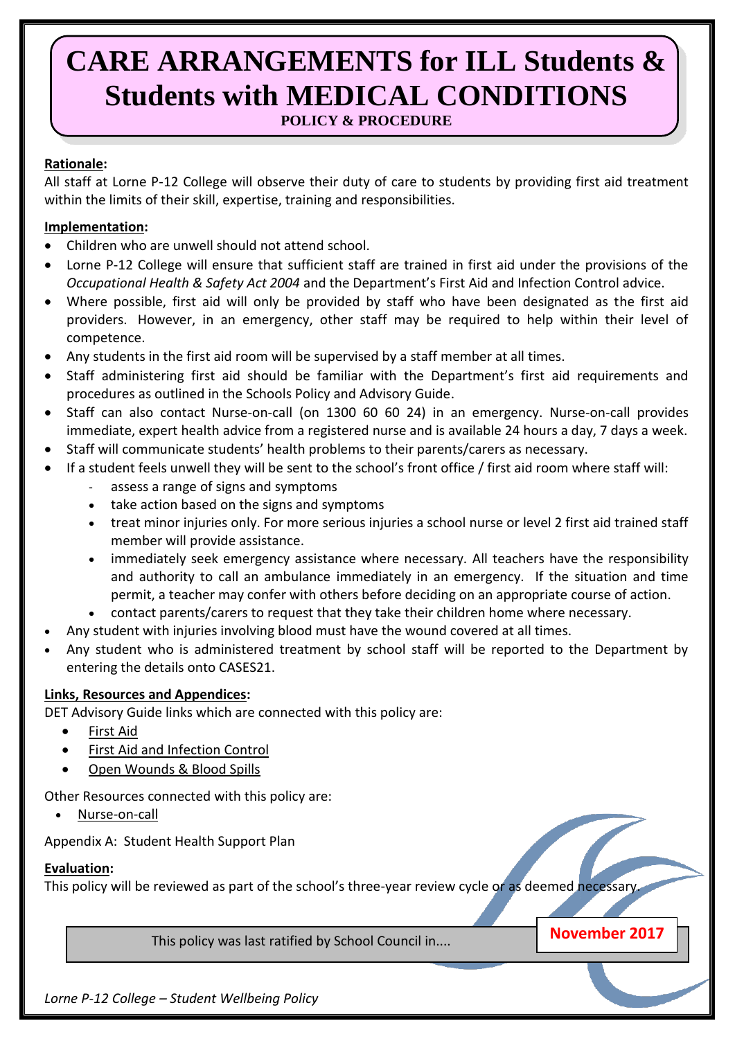# CARE ARRANGEMENTS for ILL Students & Students with MEDICAL CONDITIONS

**POLICY & PROCEDURE**

**Rationale:**

All staff at Lorne P-12 College will observe their duty of care to students by providing first aid treatment within the limits of their skill, expertise, training and responsibilities.

**Implementation:**

- Children who are unwell should not attend school.
- Lorne P-12 College will ensure that sufficient staff are trained in first aid under the provisions of the *Occupational Health & Safety Act 2004* and the Department's First Aid and Infection Control advice.
- Where possible, first aid will only be provided by staff who have been designated as the first aid providers. However, in an emergency, other staff may be required to help within their level of competence.
- Any students in the first aid room will be supervised by a staff member at all times.
- Staff administering first aid should be familiar with the Department's first aid requirements and procedures as outlined in the Schools Policy and Advisory Guide.
- Staff can also contact Nurse-on-call (on 1300 60 60 24) in an emergency. Nurse-on-call provides immediate, expert health advice from a registered nurse and is available 24 hours a day, 7 days a week.
- Staff will communicate students' health problems to their parents/carers as necessary.
- If a student feels unwell they will be sent to the school's front office / first aid room where staff will:
  - assess a range of signs and symptoms
  - take action based on the signs and symptoms
  - treat minor injuries only. For more serious injuries a school nurse or level 2 first aid trained staff member will provide assistance.
  - immediately seek emergency assistance where necessary. All teachers have the responsibility and authority to call an ambulance immediately in an emergency. If the situation and time permit, a teacher may confer with others before deciding on an appropriate course of action.
  - contact parents/carers to request that they take their children home where necessary.
- Any student with injuries involving blood must have the wound covered at all times.
- Any student who is administered treatment by school staff will be reported to the Department by entering the details onto CASES21.

**Links, Resources and Appendices:**

DET Advisory Guide links which are connected with this policy are:

- First Aid
- First Aid and Infection Control
- Open Wounds & Blood Spills

Other Resources connected with this policy are:

- Nurse-on-call

Appendix A: Student Health Support Plan

**Evaluation:**

This policy will be reviewed as part of the school's three-year review cycle or as deemed necessary.

This policy was last ratified by School Council in.... **November 2017**

*Lorne P-12 College – Student Wellbeing Policy*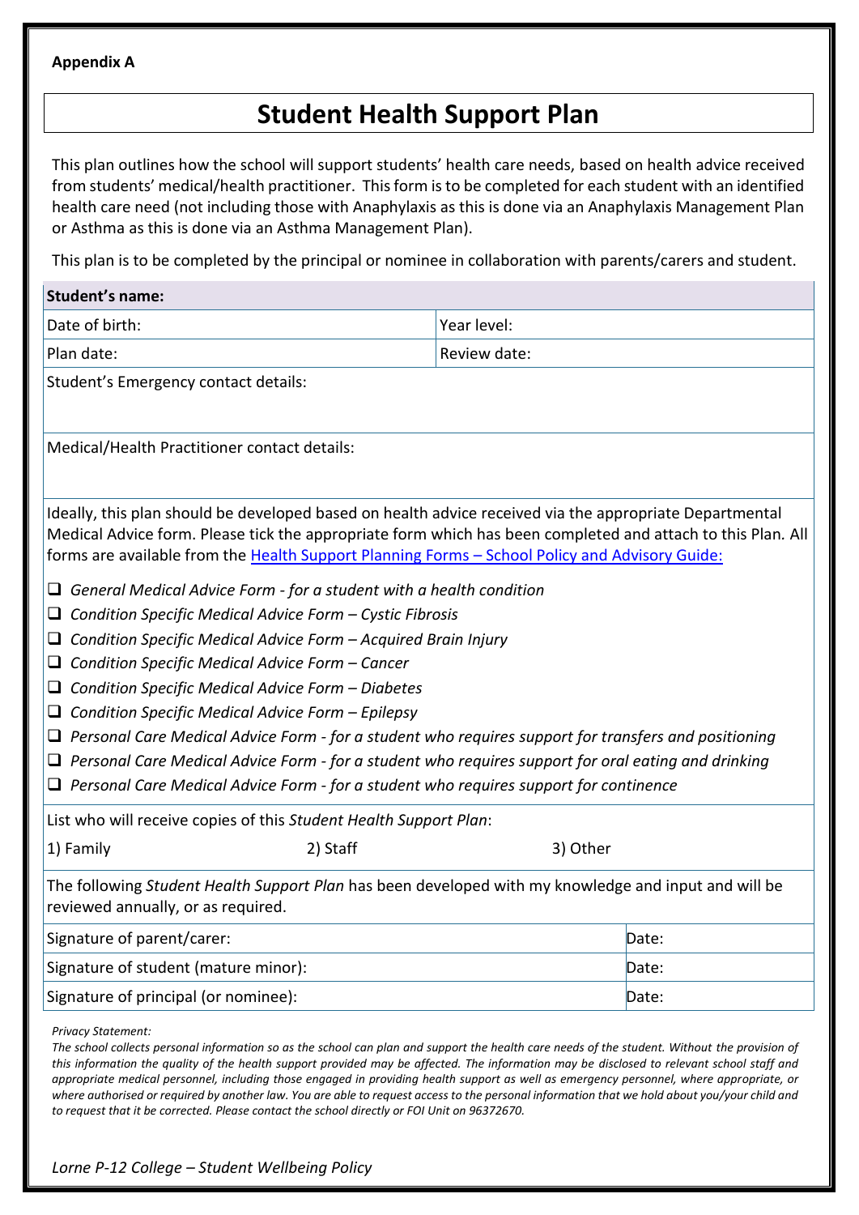**Appendix A**

# Student Health Support Plan

This plan outlines how the school will support students' health care needs, based on health advice received from students' medical/health practitioner. This form is to be completed for each student with an identified health care need (not including those with Anaphylaxis as this is done via an Anaphylaxis Management Plan or Asthma as this is done via an Asthma Management Plan).

This plan is to be completed by the principal or nominee in collaboration with parents/carers and student.

| **Student's name:** | |
|---|---|
| Date of birth: | Year level: |
| Plan date: | Review date: |
| Student's Emergency contact details: | |
| Medical/Health Practitioner contact details: | |

Ideally, this plan should be developed based on health advice received via the appropriate Departmental Medical Advice form. Please tick the appropriate form which has been completed and attach to this Plan. All forms are available from the Health Support Planning Forms – School Policy and Advisory Guide:

- ☐ *General Medical Advice Form - for a student with a health condition*
- ☐ *Condition Specific Medical Advice Form – Cystic Fibrosis*
- ☐ *Condition Specific Medical Advice Form – Acquired Brain Injury*
- ☐ *Condition Specific Medical Advice Form – Cancer*
- ☐ *Condition Specific Medical Advice Form – Diabetes*
- ☐ *Condition Specific Medical Advice Form – Epilepsy*
- ☐ *Personal Care Medical Advice Form - for a student who requires support for transfers and positioning*
- ☐ *Personal Care Medical Advice Form - for a student who requires support for oral eating and drinking*
- ☐ *Personal Care Medical Advice Form - for a student who requires support for continence*

List who will receive copies of this *Student Health Support Plan*:

1) Family 2) Staff 3) Other

The following *Student Health Support Plan* has been developed with my knowledge and input and will be reviewed annually, or as required.

| Signature | Date |
|---|---|
| Signature of parent/carer: | Date: |
| Signature of student (mature minor): | Date: |
| Signature of principal (or nominee): | Date: |

*Privacy Statement:*
*The school collects personal information so as the school can plan and support the health care needs of the student. Without the provision of this information the quality of the health support provided may be affected. The information may be disclosed to relevant school staff and appropriate medical personnel, including those engaged in providing health support as well as emergency personnel, where appropriate, or where authorised or required by another law. You are able to request access to the personal information that we hold about you/your child and to request that it be corrected. Please contact the school directly or FOI Unit on 96372670.*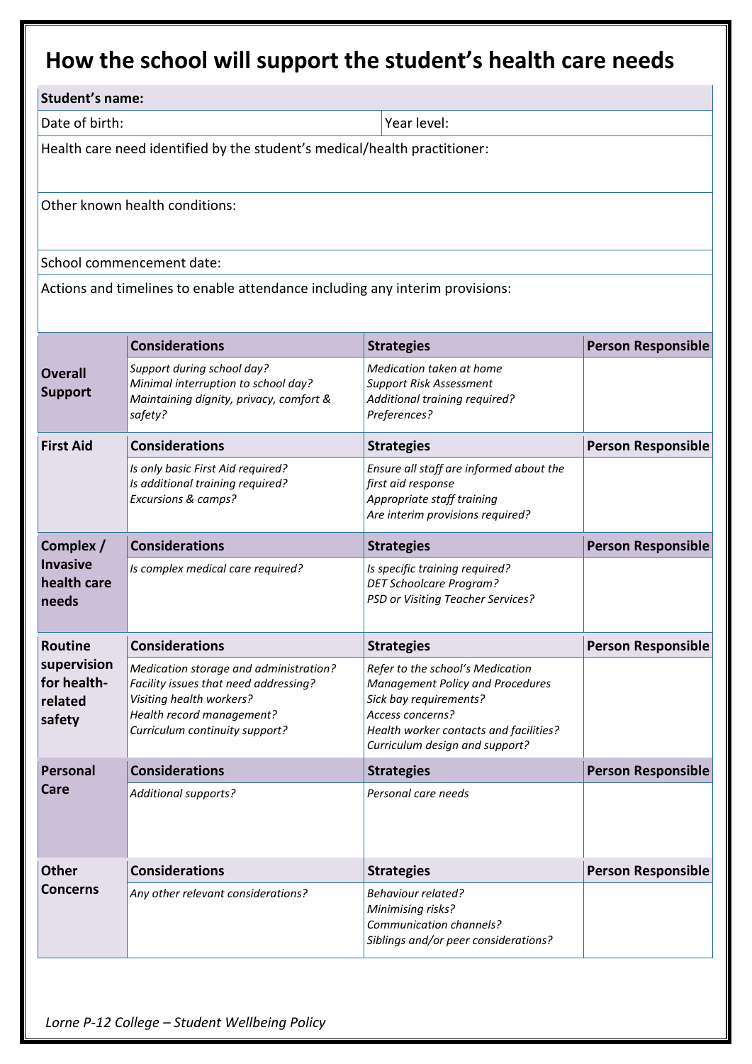# How the school will support the student's health care needs

| **Student's name:** | |
|---|---|
| Date of birth: | Year level: |
| Health care need identified by the student's medical/health practitioner: | |
| Other known health conditions: | |
| School commencement date: | |
| Actions and timelines to enable attendance including any interim provisions: | |

| | **Considerations** | **Strategies** | **Person Responsible** |
|---|---|---|---|
| **Overall Support** | *Support during school day?*<br>*Minimal interruption to school day?*<br>*Maintaining dignity, privacy, comfort & safety?* | *Medication taken at home*<br>*Support Risk Assessment*<br>*Additional training required?*<br>*Preferences?* | |
| **First Aid** | *Is only basic First Aid required?*<br>*Is additional training required?*<br>*Excursions & camps?* | *Ensure all staff are informed about the first aid response*<br>*Appropriate staff training*<br>*Are interim provisions required?* | |
| **Complex / Invasive health care needs** | *Is complex medical care required?* | *Is specific training required?*<br>*DET Schoolcare Program?*<br>*PSD or Visiting Teacher Services?* | |
| **Routine supervision for health-related safety** | *Medication storage and administration?*<br>*Facility issues that need addressing?*<br>*Visiting health workers?*<br>*Health record management?*<br>*Curriculum continuity support?* | *Refer to the school's Medication Management Policy and Procedures*<br>*Sick bay requirements?*<br>*Access concerns?*<br>*Health worker contacts and facilities?*<br>*Curriculum design and support?* | |
| **Personal Care** | *Additional supports?* | *Personal care needs* | |
| **Other Concerns** | *Any other relevant considerations?* | *Behaviour related?*<br>*Minimising risks?*<br>*Communication channels?*<br>*Siblings and/or peer considerations?* | |